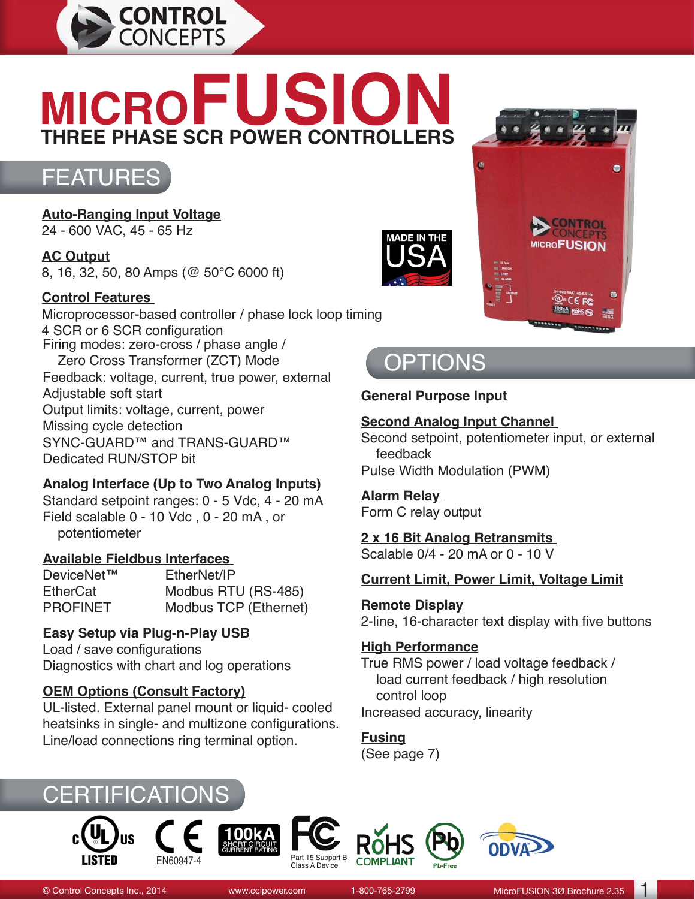# MICROFUSION

## THREE PHASE SCR POWER CONTROLLERS

## FEATURES

**Auto-Ranging Input Voltage**
24 - 600 VAC, 45 - 65 Hz

**AC Output**
8, 16, 32, 50, 80 Amps (@ 50°C 6000 ft)

**Control Features**
Microprocessor-based controller / phase lock loop timing
4 SCR or 6 SCR configuration
Firing modes: zero-cross / phase angle / Zero Cross Transformer (ZCT) Mode
Feedback: voltage, current, true power, external
Adjustable soft start
Output limits: voltage, current, power
Missing cycle detection
SYNC-GUARD™ and TRANS-GUARD™
Dedicated RUN/STOP bit

**Analog Interface (Up to Two Analog Inputs)**
Standard setpoint ranges: 0 - 5 Vdc, 4 - 20 mA
Field scalable 0 - 10 Vdc , 0 - 20 mA , or potentiometer

**Available Fieldbus Interfaces**

| | |
|---|---|
| DeviceNet™ | EtherNet/IP |
| EtherCat | Modbus RTU (RS-485) |
| PROFINET | Modbus TCP (Ethernet) |

**Easy Setup via Plug-n-Play USB**
Load / save configurations
Diagnostics with chart and log operations

**OEM Options (Consult Factory)**
UL-listed. External panel mount or liquid- cooled heatsinks in single- and multizone configurations.
Line/load connections ring terminal option.

MADE IN THE USA

## OPTIONS

**General Purpose Input**

**Second Analog Input Channel**
Second setpoint, potentiometer input, or external feedback
Pulse Width Modulation (PWM)

**Alarm Relay**
Form C relay output

**2 x 16 Bit Analog Retransmits**
Scalable 0/4 - 20 mA or 0 - 10 V

**Current Limit, Power Limit, Voltage Limit**

**Remote Display**
2-line, 16-character text display with five buttons

**High Performance**
True RMS power / load voltage feedback / load current feedback / high resolution control loop
Increased accuracy, linearity

**Fusing**
(See page 7)

## CERTIFICATIONS

c UL us LISTED — CE EN60947-4 — 100kA SHORT CIRCUIT CURRENT RATING — FC Part 15 Subpart B Class A Device — RoHS COMPLIANT — Pb-Free — ODVA

© Control Concepts Inc., 2014 www.ccipower.com 1-800-765-2799 MicroFUSION 3Ø Brochure 2.35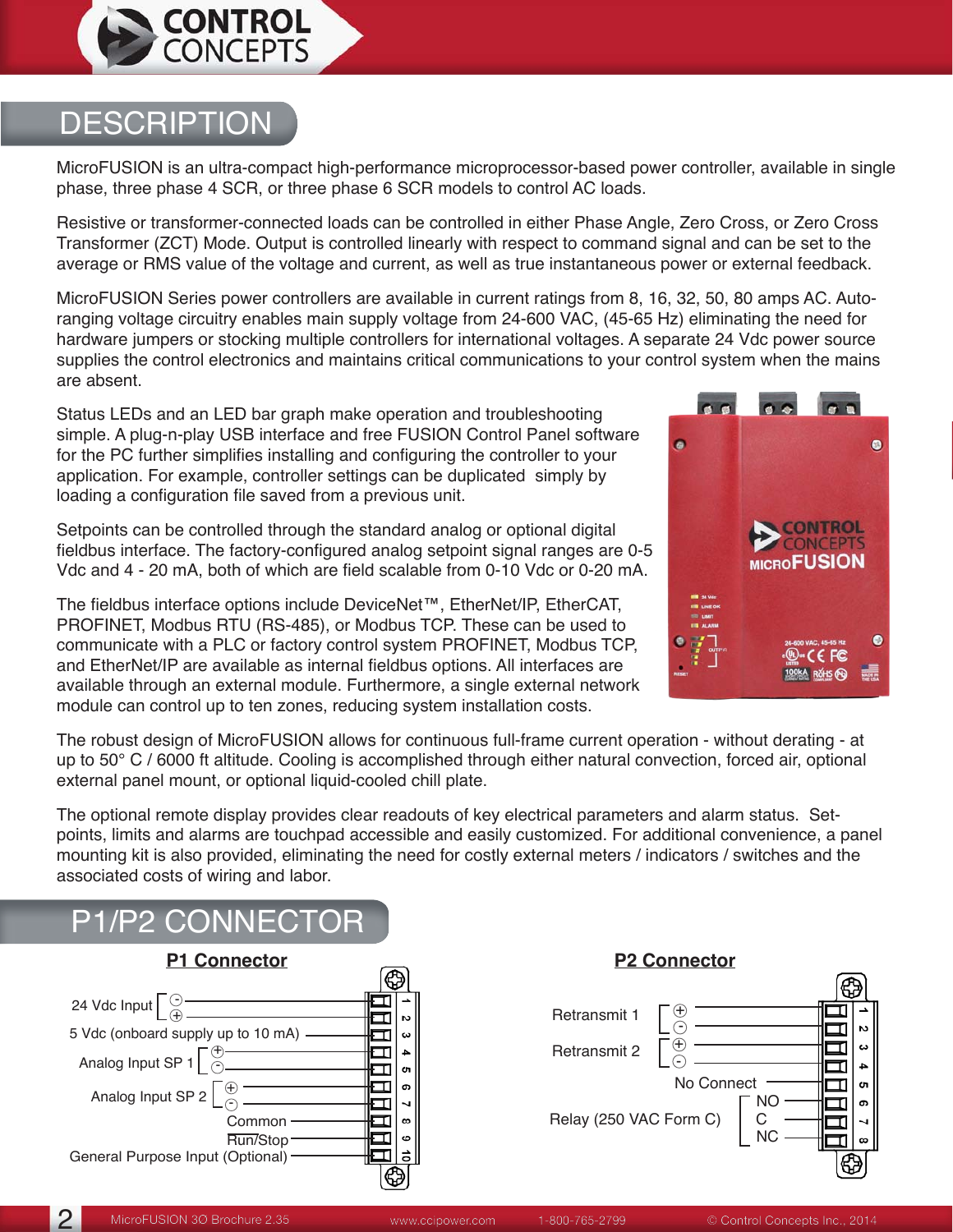## DESCRIPTION

MicroFUSION is an ultra-compact high-performance microprocessor-based power controller, available in single phase, three phase 4 SCR, or three phase 6 SCR models to control AC loads.

Resistive or transformer-connected loads can be controlled in either Phase Angle, Zero Cross, or Zero Cross Transformer (ZCT) Mode. Output is controlled linearly with respect to command signal and can be set to the average or RMS value of the voltage and current, as well as true instantaneous power or external feedback.

MicroFUSION Series power controllers are available in current ratings from 8, 16, 32, 50, 80 amps AC. Auto-ranging voltage circuitry enables main supply voltage from 24-600 VAC, (45-65 Hz) eliminating the need for hardware jumpers or stocking multiple controllers for international voltages. A separate 24 Vdc power source supplies the control electronics and maintains critical communications to your control system when the mains are absent.

Status LEDs and an LED bar graph make operation and troubleshooting simple. A plug-n-play USB interface and free FUSION Control Panel software for the PC further simplifies installing and configuring the controller to your application. For example, controller settings can be duplicated simply by loading a configuration file saved from a previous unit.

Setpoints can be controlled through the standard analog or optional digital fieldbus interface. The factory-configured analog setpoint signal ranges are 0-5 Vdc and 4 - 20 mA, both of which are field scalable from 0-10 Vdc or 0-20 mA.

The fieldbus interface options include DeviceNet™, EtherNet/IP, EtherCAT, PROFINET, Modbus RTU (RS-485), or Modbus TCP. These can be used to communicate with a PLC or factory control system PROFINET, Modbus TCP, and EtherNet/IP are available as internal fieldbus options. All interfaces are available through an external module. Furthermore, a single external network module can control up to ten zones, reducing system installation costs.

The robust design of MicroFUSION allows for continuous full-frame current operation - without derating - at up to 50° C / 6000 ft altitude. Cooling is accomplished through either natural convection, forced air, optional external panel mount, or optional liquid-cooled chill plate.

The optional remote display provides clear readouts of key electrical parameters and alarm status. Set-points, limits and alarms are touchpad accessible and easily customized. For additional convenience, a panel mounting kit is also provided, eliminating the need for costly external meters / indicators / switches and the associated costs of wiring and labor.

## P1/P2 CONNECTOR

### P1 Connector

| Pin | Function |
|---|---|
| 1 | 24 Vdc Input (-) |
| 2 | 24 Vdc Input (+) |
| 3 | 5 Vdc (onboard supply up to 10 mA) |
| 4 | Analog Input SP 1 (+) |
| 5 | Analog Input SP 1 (-) |
| 6 | Analog Input SP 2 (+) |
| 7 | Analog Input SP 2 (-) |
| 8 | Common |
| 9 | Run/Stop |
| 10 | General Purpose Input (Optional) |

### P2 Connector

| Pin | Function |
|---|---|
| 1 | Retransmit 1 (+) |
| 2 | Retransmit 1 (-) |
| 3 | Retransmit 2 (+) |
| 4 | Retransmit 2 (-) |
| 5 | No Connect |
| 6 | Relay (250 VAC Form C) NO |
| 7 | Relay (250 VAC Form C) C |
| 8 | Relay (250 VAC Form C) NC |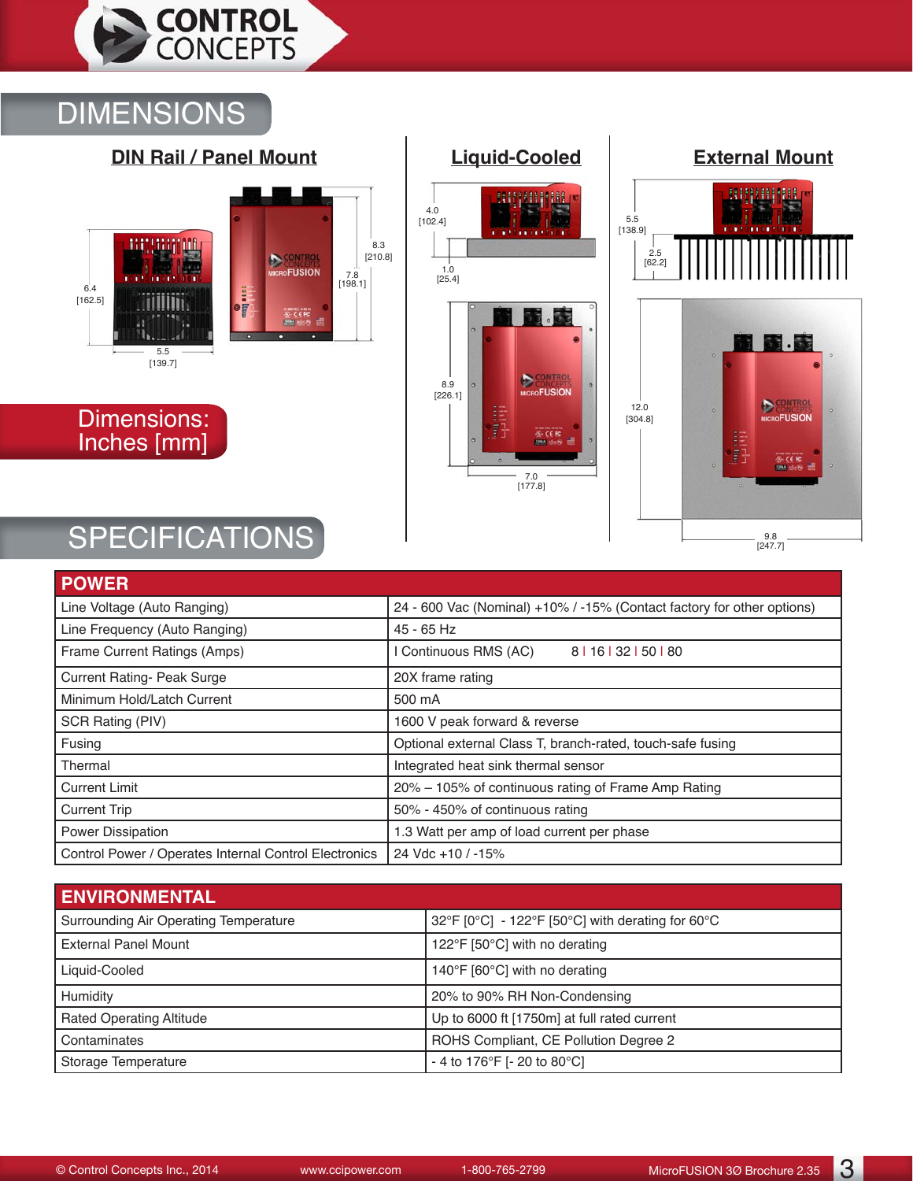## DIMENSIONS

### DIN Rail / Panel Mount

6.4 [162.5]

5.5 [139.7]

8.3 [210.8]

7.8 [198.1]

### Liquid-Cooled

4.0 [102.4]

1.0 [25.4]

8.9 [226.1]

7.0 [177.8]

### External Mount

5.5 [138.9]

2.5 [62.2]

12.0 [304.8]

9.8 [247.7]

Dimensions: Inches [mm]

## SPECIFICATIONS

| POWER | |
|---|---|
| Line Voltage (Auto Ranging) | 24 - 600 Vac (Nominal) +10% / -15% (Contact factory for other options) |
| Line Frequency (Auto Ranging) | 45 - 65 Hz |
| Frame Current Ratings (Amps) | I Continuous RMS (AC) 8 I 16 I 32 I 50 I 80 |
| Current Rating- Peak Surge | 20X frame rating |
| Minimum Hold/Latch Current | 500 mA |
| SCR Rating (PIV) | 1600 V peak forward & reverse |
| Fusing | Optional external Class T, branch-rated, touch-safe fusing |
| Thermal | Integrated heat sink thermal sensor |
| Current Limit | 20% – 105% of continuous rating of Frame Amp Rating |
| Current Trip | 50% - 450% of continuous rating |
| Power Dissipation | 1.3 Watt per amp of load current per phase |
| Control Power / Operates Internal Control Electronics | 24 Vdc +10 / -15% |

| ENVIRONMENTAL | |
|---|---|
| Surrounding Air Operating Temperature | 32°F [0°C] - 122°F [50°C] with derating for 60°C |
| External Panel Mount | 122°F [50°C] with no derating |
| Liquid-Cooled | 140°F [60°C] with no derating |
| Humidity | 20% to 90% RH Non-Condensing |
| Rated Operating Altitude | Up to 6000 ft [1750m] at full rated current |
| Contaminates | ROHS Compliant, CE Pollution Degree 2 |
| Storage Temperature | - 4 to 176°F [- 20 to 80°C] |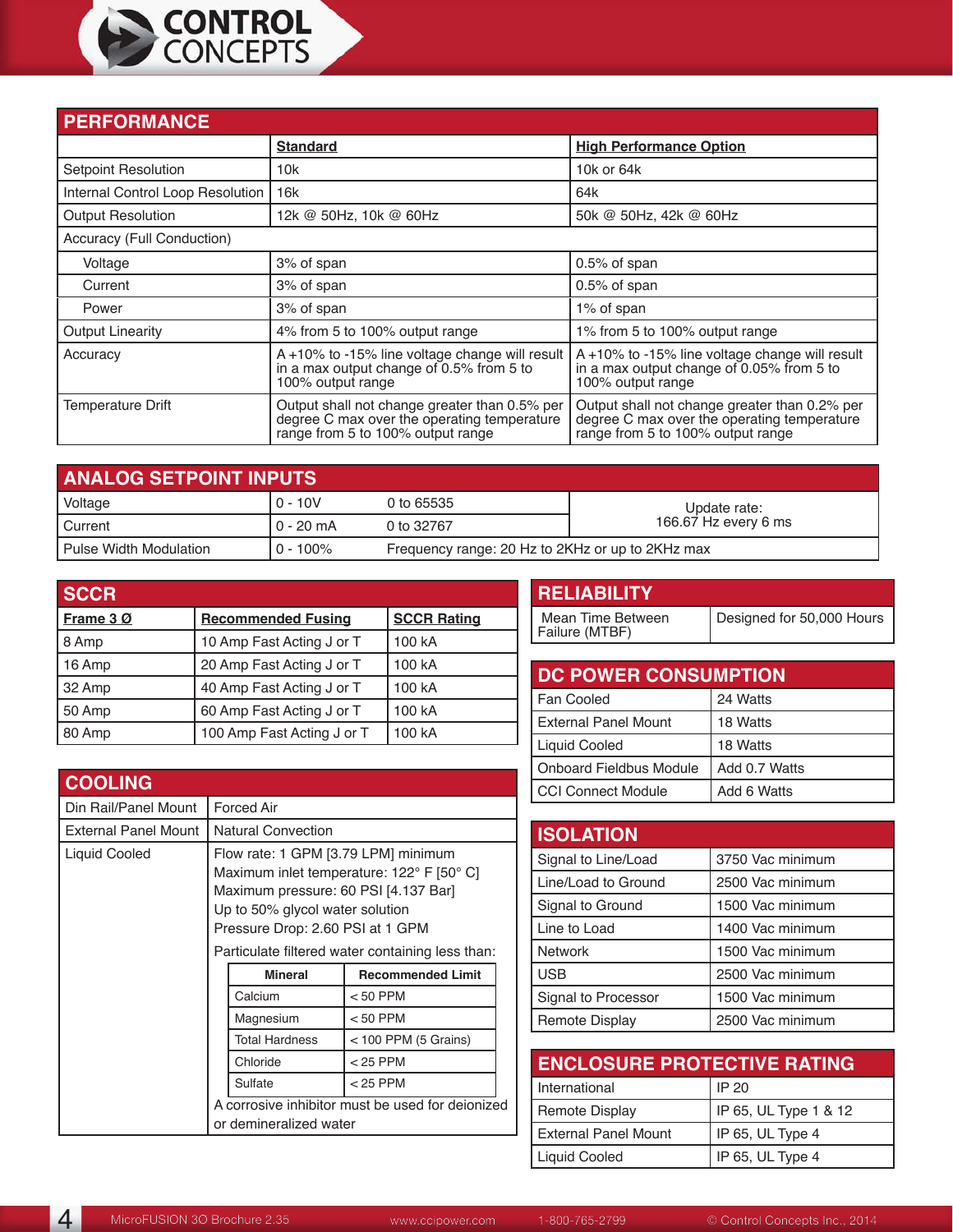## PERFORMANCE

| | Standard | High Performance Option |
|---|---|---|
| Setpoint Resolution | 10k | 10k or 64k |
| Internal Control Loop Resolution | 16k | 64k |
| Output Resolution | 12k @ 50Hz, 10k @ 60Hz | 50k @ 50Hz, 42k @ 60Hz |
| Accuracy (Full Conduction) | | |
| Voltage | 3% of span | 0.5% of span |
| Current | 3% of span | 0.5% of span |
| Power | 3% of span | 1% of span |
| Output Linearity | 4% from 5 to 100% output range | 1% from 5 to 100% output range |
| Accuracy | A +10% to -15% line voltage change will result in a max output change of 0.5% from 5 to 100% output range | A +10% to -15% line voltage change will result in a max output change of 0.05% from 5 to 100% output range |
| Temperature Drift | Output shall not change greater than 0.5% per degree C max over the operating temperature range from 5 to 100% output range | Output shall not change greater than 0.2% per degree C max over the operating temperature range from 5 to 100% output range |

## ANALOG SETPOINT INPUTS

| | | | |
|---|---|---|---|
| Voltage | 0 - 10V | 0 to 65535 | Update rate: 166.67 Hz every 6 ms |
| Current | 0 - 20 mA | 0 to 32767 | |
| Pulse Width Modulation | 0 - 100% | Frequency range: 20 Hz to 2KHz or up to 2KHz max | |

## SCCR

| Frame 3 Ø | Recommended Fusing | SCCR Rating |
|---|---|---|
| 8 Amp | 10 Amp Fast Acting J or T | 100 kA |
| 16 Amp | 20 Amp Fast Acting J or T | 100 kA |
| 32 Amp | 40 Amp Fast Acting J or T | 100 kA |
| 50 Amp | 60 Amp Fast Acting J or T | 100 kA |
| 80 Amp | 100 Amp Fast Acting J or T | 100 kA |

## COOLING

| | |
|---|---|
| Din Rail/Panel Mount | Forced Air |
| External Panel Mount | Natural Convection |
| Liquid Cooled | Flow rate: 1 GPM [3.79 LPM] minimum<br>Maximum inlet temperature: 122° F [50° C]<br>Maximum pressure: 60 PSI [4.137 Bar]<br>Up to 50% glycol water solution<br>Pressure Drop: 2.60 PSI at 1 GPM<br>Particulate filtered water containing less than: |

| Mineral | Recommended Limit |
|---|---|
| Calcium | < 50 PPM |
| Magnesium | < 50 PPM |
| Total Hardness | < 100 PPM (5 Grains) |
| Chloride | < 25 PPM |
| Sulfate | < 25 PPM |

A corrosive inhibitor must be used for deionized or demineralized water

## RELIABILITY

| | |
|---|---|
| Mean Time Between Failure (MTBF) | Designed for 50,000 Hours |

## DC POWER CONSUMPTION

| | |
|---|---|
| Fan Cooled | 24 Watts |
| External Panel Mount | 18 Watts |
| Liquid Cooled | 18 Watts |
| Onboard Fieldbus Module | Add 0.7 Watts |
| CCI Connect Module | Add 6 Watts |

## ISOLATION

| | |
|---|---|
| Signal to Line/Load | 3750 Vac minimum |
| Line/Load to Ground | 2500 Vac minimum |
| Signal to Ground | 1500 Vac minimum |
| Line to Load | 1400 Vac minimum |
| Network | 1500 Vac minimum |
| USB | 2500 Vac minimum |
| Signal to Processor | 1500 Vac minimum |
| Remote Display | 2500 Vac minimum |

## ENCLOSURE PROTECTIVE RATING

| | |
|---|---|
| International | IP 20 |
| Remote Display | IP 65, UL Type 1 & 12 |
| External Panel Mount | IP 65, UL Type 4 |
| Liquid Cooled | IP 65, UL Type 4 |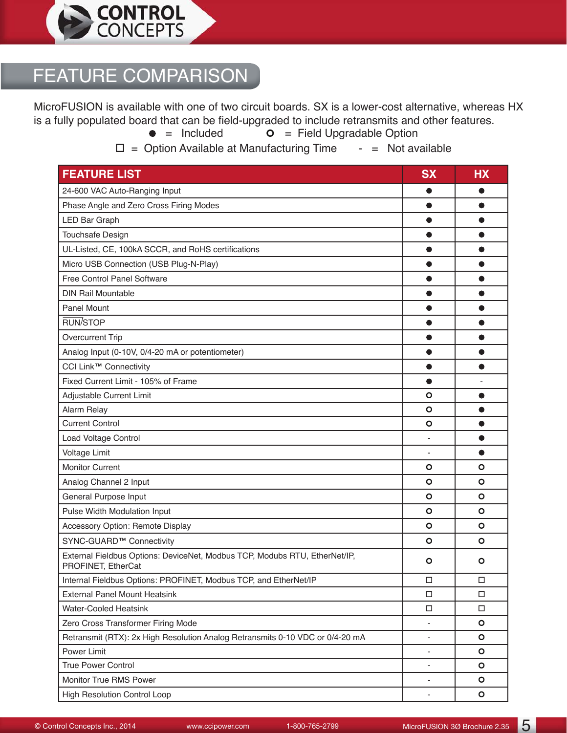# FEATURE COMPARISON

MicroFUSION is available with one of two circuit boards. SX is a lower-cost alternative, whereas HX is a fully populated board that can be field-upgraded to include retransmits and other features.

● = Included   ○ = Field Upgradable Option

☐ = Option Available at Manufacturing Time   - = Not available

| FEATURE LIST | SX | HX |
|---|---|---|
| 24-600 VAC Auto-Ranging Input | ● | ● |
| Phase Angle and Zero Cross Firing Modes | ● | ● |
| LED Bar Graph | ● | ● |
| Touchsafe Design | ● | ● |
| UL-Listed, CE, 100kA SCCR, and RoHS certifications | ● | ● |
| Micro USB Connection (USB Plug-N-Play) | ● | ● |
| Free Control Panel Software | ● | ● |
| DIN Rail Mountable | ● | ● |
| Panel Mount | ● | ● |
| RUN/STOP | ● | ● |
| Overcurrent Trip | ● | ● |
| Analog Input (0-10V, 0/4-20 mA or potentiometer) | ● | ● |
| CCI Link™ Connectivity | ● | ● |
| Fixed Current Limit - 105% of Frame | ● | - |
| Adjustable Current Limit | ○ | ● |
| Alarm Relay | ○ | ● |
| Current Control | ○ | ● |
| Load Voltage Control | - | ● |
| Voltage Limit | - | ● |
| Monitor Current | ○ | ○ |
| Analog Channel 2 Input | ○ | ○ |
| General Purpose Input | ○ | ○ |
| Pulse Width Modulation Input | ○ | ○ |
| Accessory Option: Remote Display | ○ | ○ |
| SYNC-GUARD™ Connectivity | ○ | ○ |
| External Fieldbus Options: DeviceNet, Modbus TCP, Modubs RTU, EtherNet/IP, PROFINET, EtherCat | ○ | ○ |
| Internal Fieldbus Options: PROFINET, Modbus TCP, and EtherNet/IP | ☐ | ☐ |
| External Panel Mount Heatsink | ☐ | ☐ |
| Water-Cooled Heatsink | ☐ | ☐ |
| Zero Cross Transformer Firing Mode | - | ○ |
| Retransmit (RTX): 2x High Resolution Analog Retransmits 0-10 VDC or 0/4-20 mA | - | ○ |
| Power Limit | - | ○ |
| True Power Control | - | ○ |
| Monitor True RMS Power | - | ○ |
| High Resolution Control Loop | - | ○ |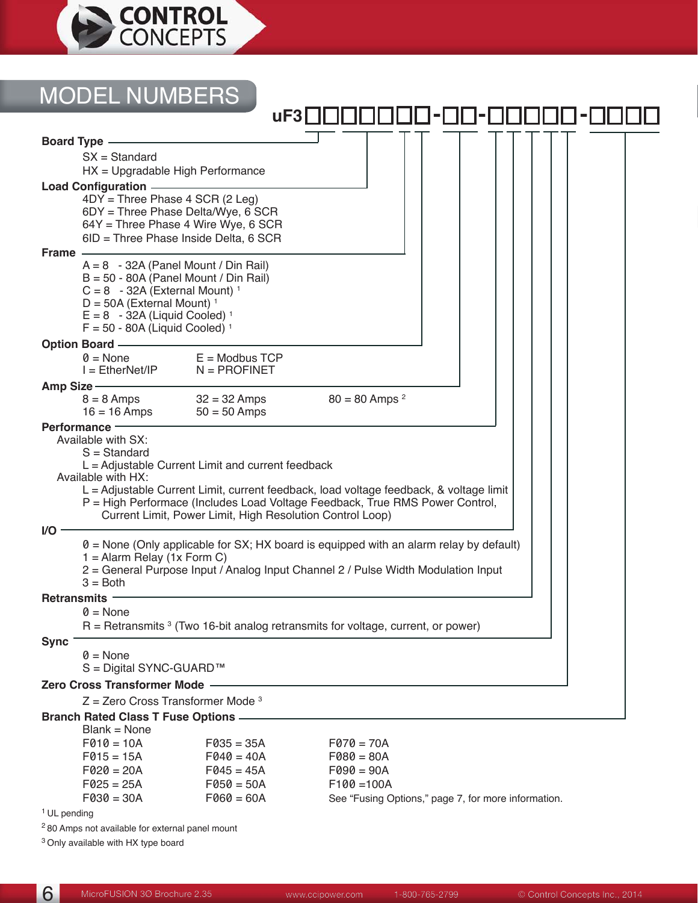## MODEL NUMBERS

**uF3☐☐☐☐☐☐☐-☐☐-☐☐☐☐☐-☐☐☐☐**

**Board Type**

- SX = Standard
- HX = Upgradable High Performance

**Load Configuration**

- 4DY = Three Phase 4 SCR (2 Leg)
- 6DY = Three Phase Delta/Wye, 6 SCR
- 64Y = Three Phase 4 Wire Wye, 6 SCR
- 6ID = Three Phase Inside Delta, 6 SCR

**Frame**

- A = 8 - 32A (Panel Mount / Din Rail)
- B = 50 - 80A (Panel Mount / Din Rail)
- C = 8 - 32A (External Mount) [1]
- D = 50A (External Mount) [1]
- E = 8 - 32A (Liquid Cooled) [1]
- F = 50 - 80A (Liquid Cooled) [1]

**Option Board**

- 0 = None
- I = EtherNet/IP
- E = Modbus TCP
- N = PROFINET

**Amp Size**

- 8 = 8 Amps
- 16 = 16 Amps
- 32 = 32 Amps
- 50 = 50 Amps
- 80 = 80 Amps [2]

**Performance**

Available with SX:

- S = Standard
- L = Adjustable Current Limit and current feedback

Available with HX:

- L = Adjustable Current Limit, current feedback, load voltage feedback, & voltage limit
- P = High Performance (Includes Load Voltage Feedback, True RMS Power Control, Current Limit, Power Limit, High Resolution Control Loop)

**I/O**

- 0 = None (Only applicable for SX; HX board is equipped with an alarm relay by default)
- 1 = Alarm Relay (1x Form C)
- 2 = General Purpose Input / Analog Input Channel 2 / Pulse Width Modulation Input
- 3 = Both

**Retransmits**

- 0 = None
- R = Retransmits [3] (Two 16-bit analog retransmits for voltage, current, or power)

**Sync**

- 0 = None
- S = Digital SYNC-GUARD™

**Zero Cross Transformer Mode**

- Z = Zero Cross Transformer Mode [3]

**Branch Rated Class T Fuse Options**

Blank = None

| | | |
|---|---|---|
| F010 = 10A | F035 = 35A | F070 = 70A |
| F015 = 15A | F040 = 40A | F080 = 80A |
| F020 = 20A | F045 = 45A | F090 = 90A |
| F025 = 25A | F050 = 50A | F100 =100A |
| F030 = 30A | F060 = 60A | See "Fusing Options," page 7, for more information. |

[1] UL pending

[2] 80 Amps not available for external panel mount

[3] Only available with HX type board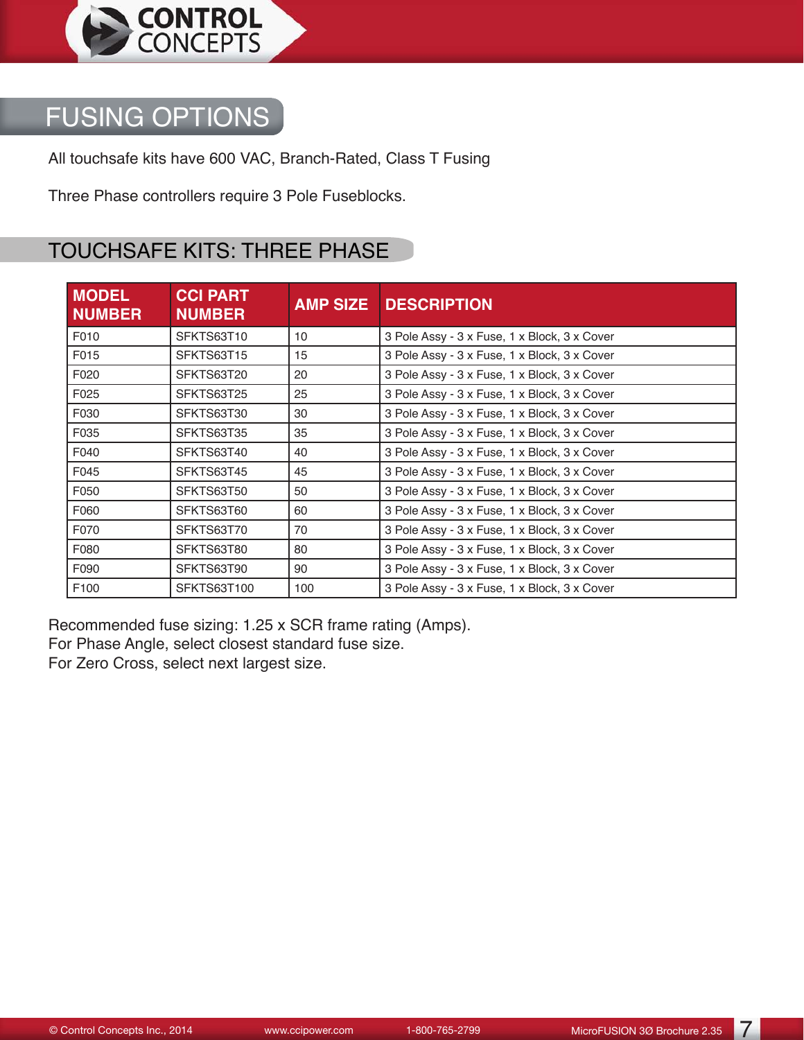# FUSING OPTIONS

All touchsafe kits have 600 VAC, Branch-Rated, Class T Fusing

Three Phase controllers require 3 Pole Fuseblocks.

## TOUCHSAFE KITS: THREE PHASE

| MODEL NUMBER | CCI PART NUMBER | AMP SIZE | DESCRIPTION |
|---|---|---|---|
| F010 | SFKTS63T10 | 10 | 3 Pole Assy - 3 x Fuse, 1 x Block, 3 x Cover |
| F015 | SFKTS63T15 | 15 | 3 Pole Assy - 3 x Fuse, 1 x Block, 3 x Cover |
| F020 | SFKTS63T20 | 20 | 3 Pole Assy - 3 x Fuse, 1 x Block, 3 x Cover |
| F025 | SFKTS63T25 | 25 | 3 Pole Assy - 3 x Fuse, 1 x Block, 3 x Cover |
| F030 | SFKTS63T30 | 30 | 3 Pole Assy - 3 x Fuse, 1 x Block, 3 x Cover |
| F035 | SFKTS63T35 | 35 | 3 Pole Assy - 3 x Fuse, 1 x Block, 3 x Cover |
| F040 | SFKTS63T40 | 40 | 3 Pole Assy - 3 x Fuse, 1 x Block, 3 x Cover |
| F045 | SFKTS63T45 | 45 | 3 Pole Assy - 3 x Fuse, 1 x Block, 3 x Cover |
| F050 | SFKTS63T50 | 50 | 3 Pole Assy - 3 x Fuse, 1 x Block, 3 x Cover |
| F060 | SFKTS63T60 | 60 | 3 Pole Assy - 3 x Fuse, 1 x Block, 3 x Cover |
| F070 | SFKTS63T70 | 70 | 3 Pole Assy - 3 x Fuse, 1 x Block, 3 x Cover |
| F080 | SFKTS63T80 | 80 | 3 Pole Assy - 3 x Fuse, 1 x Block, 3 x Cover |
| F090 | SFKTS63T90 | 90 | 3 Pole Assy - 3 x Fuse, 1 x Block, 3 x Cover |
| F100 | SFKTS63T100 | 100 | 3 Pole Assy - 3 x Fuse, 1 x Block, 3 x Cover |

Recommended fuse sizing: 1.25 x SCR frame rating (Amps).
For Phase Angle, select closest standard fuse size.
For Zero Cross, select next largest size.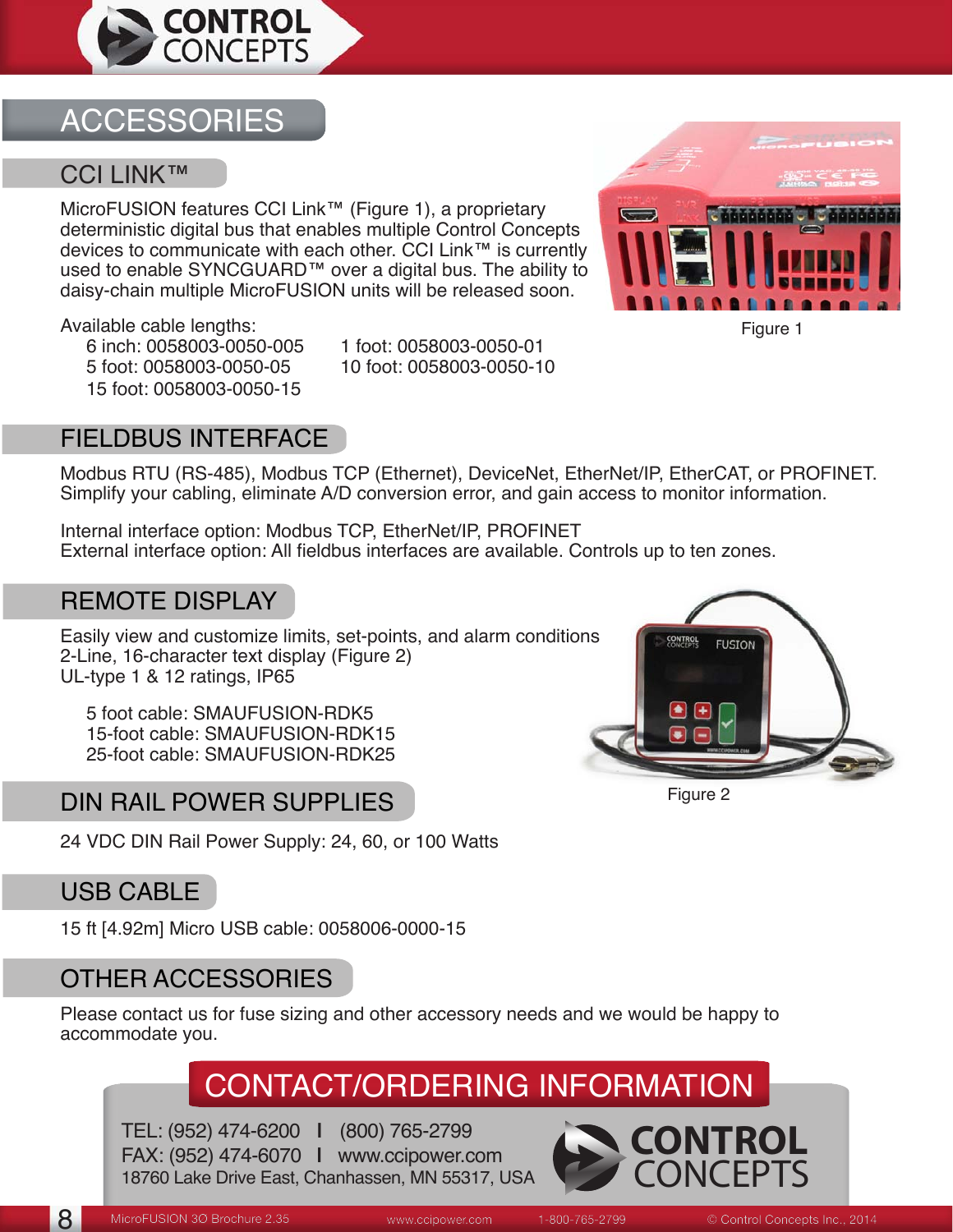# ACCESSORIES

## CCI LINK™

MicroFUSION features CCI Link™ (Figure 1), a proprietary deterministic digital bus that enables multiple Control Concepts devices to communicate with each other. CCI Link™ is currently used to enable SYNCGUARD™ over a digital bus. The ability to daisy-chain multiple MicroFUSION units will be released soon.

Figure 1

Available cable lengths:

- 6 inch: 0058003-0050-005
- 1 foot: 0058003-0050-01
- 5 foot: 0058003-0050-05
- 10 foot: 0058003-0050-10
- 15 foot: 0058003-0050-15

## FIELDBUS INTERFACE

Modbus RTU (RS-485), Modbus TCP (Ethernet), DeviceNet, EtherNet/IP, EtherCAT, or PROFINET. Simplify your cabling, eliminate A/D conversion error, and gain access to monitor information.

Internal interface option: Modbus TCP, EtherNet/IP, PROFINET
External interface option: All fieldbus interfaces are available. Controls up to ten zones.

## REMOTE DISPLAY

Easily view and customize limits, set-points, and alarm conditions
2-Line, 16-character text display (Figure 2)
UL-type 1 & 12 ratings, IP65

- 5 foot cable: SMAUFUSION-RDK5
- 15-foot cable: SMAUFUSION-RDK15
- 25-foot cable: SMAUFUSION-RDK25

Figure 2

## DIN RAIL POWER SUPPLIES

24 VDC DIN Rail Power Supply: 24, 60, or 100 Watts

## USB CABLE

15 ft [4.92m] Micro USB cable: 0058006-0000-15

## OTHER ACCESSORIES

Please contact us for fuse sizing and other accessory needs and we would be happy to accommodate you.

## CONTACT/ORDERING INFORMATION

TEL: (952) 474-6200 | (800) 765-2799
FAX: (952) 474-6070 | www.ccipower.com
18760 Lake Drive East, Chanhassen, MN 55317, USA